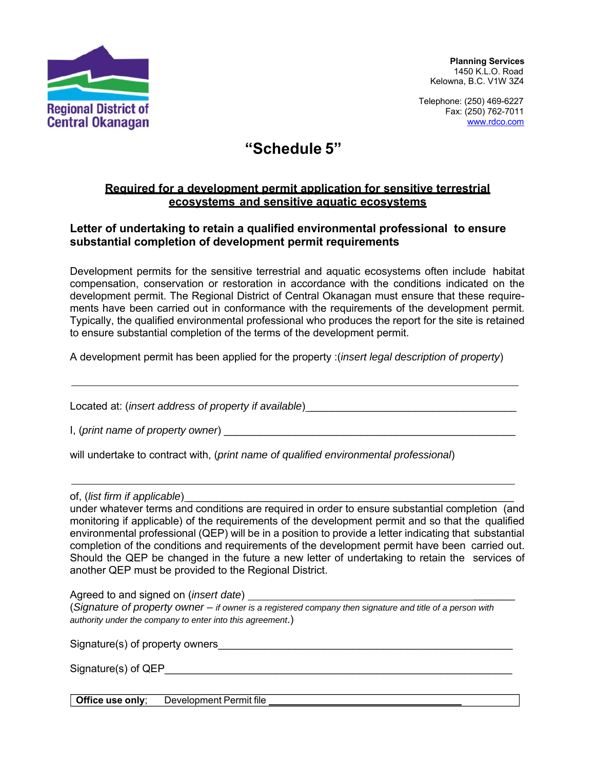Regional District of Central Okanagan

**Planning Services**
1450 K.L.O. Road
Kelowna, B.C. V1W 3Z4

Telephone: (250) 469-6227
Fax: (250) 762-7011
www.rdco.com

# "Schedule 5"

## Required for a development permit application for sensitive terrestrial ecosystems and sensitive aquatic ecosystems

### Letter of undertaking to retain a qualified environmental professional to ensure substantial completion of development permit requirements

Development permits for the sensitive terrestrial and aquatic ecosystems often include habitat compensation, conservation or restoration in accordance with the conditions indicated on the development permit. The Regional District of Central Okanagan must ensure that these requirements have been carried out in conformance with the requirements of the development permit. Typically, the qualified environmental professional who produces the report for the site is retained to ensure substantial completion of the terms of the development permit.

A development permit has been applied for the property :(*insert legal description of property*)

______________________________________________________________________

Located at: (*insert address of property if available*)___________________________________

I, (*print name of property owner*) ______________________________________________

will undertake to contract with, (*print name of qualified environmental professional*)

______________________________________________________________________

of, (*list firm if applicable*)_____________________________________________________
under whatever terms and conditions are required in order to ensure substantial completion (and monitoring if applicable) of the requirements of the development permit and so that the qualified environmental professional (QEP) will be in a position to provide a letter indicating that substantial completion of the conditions and requirements of the development permit have been carried out. Should the QEP be changed in the future a new letter of undertaking to retain the services of another QEP must be provided to the Regional District.

Agreed to and signed on (*insert date*) ____________________________________
(*Signature of property owner – if owner is a registered company then signature and title of a person with authority under the company to enter into this agreement*.)

Signature(s) of property owners____________________________________________

Signature(s) of QEP______________________________________________________

**Office use only**; Development Permit file ______________________________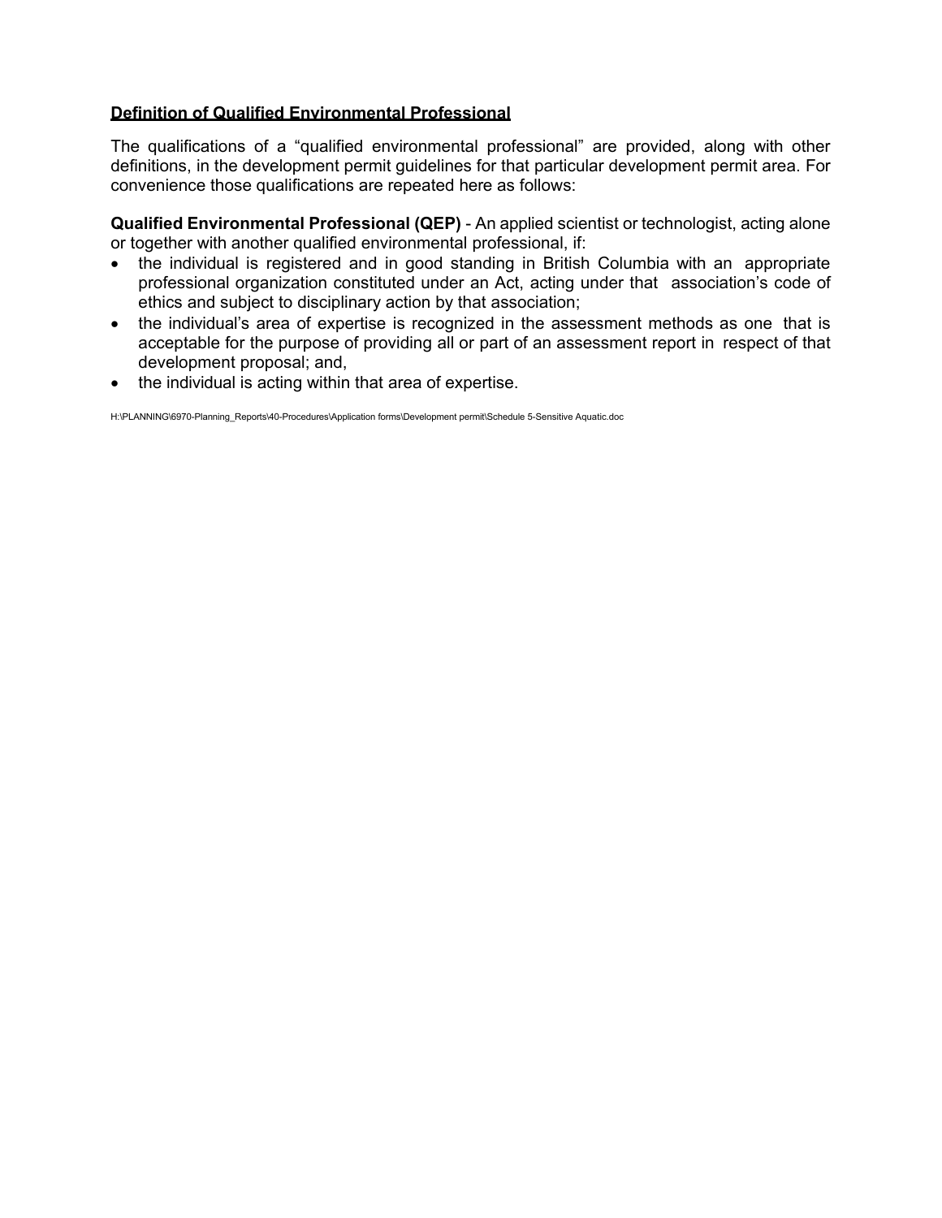## Definition of Qualified Environmental Professional

The qualifications of a "qualified environmental professional" are provided, along with other definitions, in the development permit guidelines for that particular development permit area. For convenience those qualifications are repeated here as follows:

**Qualified Environmental Professional (QEP)** - An applied scientist or technologist, acting alone or together with another qualified environmental professional, if:

- the individual is registered and in good standing in British Columbia with an appropriate professional organization constituted under an Act, acting under that association's code of ethics and subject to disciplinary action by that association;
- the individual's area of expertise is recognized in the assessment methods as one that is acceptable for the purpose of providing all or part of an assessment report in respect of that development proposal; and,
- the individual is acting within that area of expertise.

H:\PLANNING\6970-Planning_Reports\40-Procedures\Application forms\Development permit\Schedule 5-Sensitive Aquatic.doc